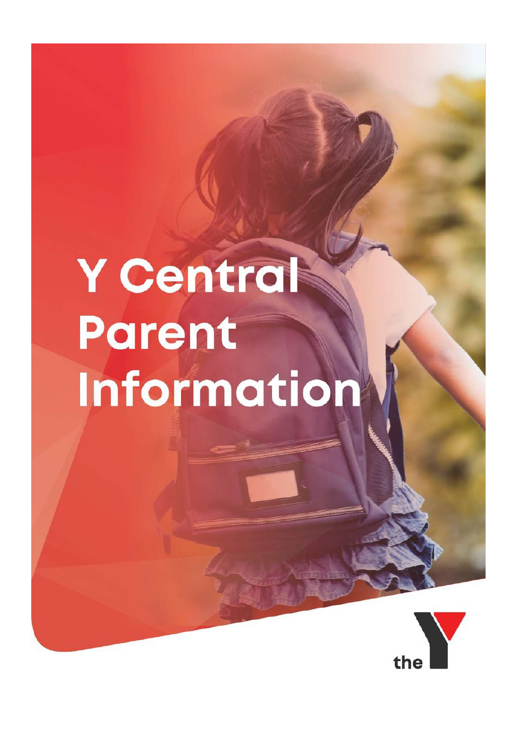# Y Central Parent Information

the Y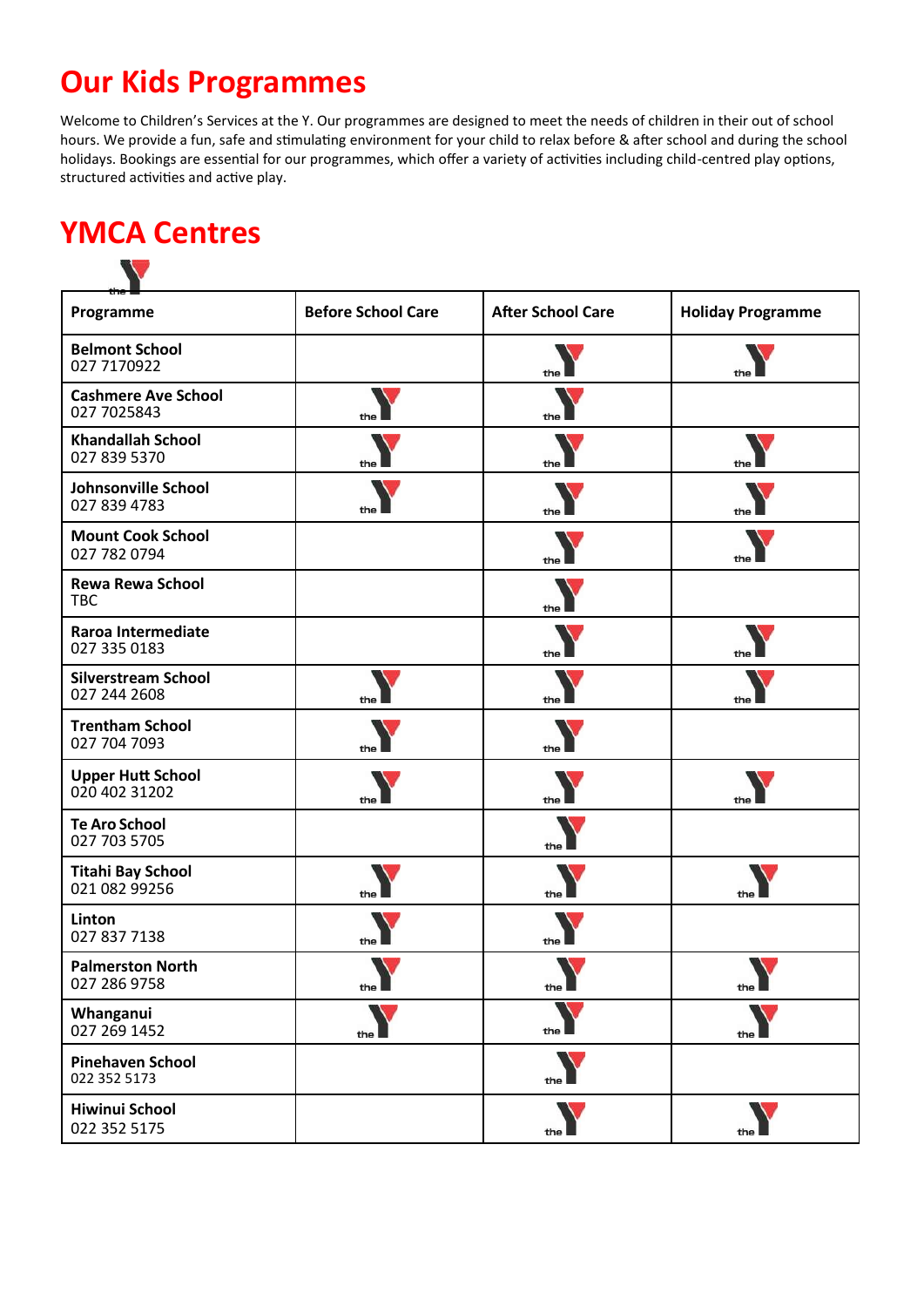# Our Kids Programmes

Welcome to Children's Services at the Y. Our programmes are designed to meet the needs of children in their out of school hours. We provide a fun, safe and stimulating environment for your child to relax before & after school and during the school holidays. Bookings are essential for our programmes, which offer a variety of activities including child-centred play options, structured activities and active play.

# YMCA Centres

| Programme | Before School Care | After School Care | Holiday Programme |
|---|---|---|---|
| **Belmont School** 027 7170922 | | the Y | the Y |
| **Cashmere Ave School** 027 7025843 | the Y | the Y | |
| **Khandallah School** 027 839 5370 | the Y | the Y | the Y |
| **Johnsonville School** 027 839 4783 | the Y | the Y | the Y |
| **Mount Cook School** 027 782 0794 | | the Y | the Y |
| **Rewa Rewa School** TBC | | the Y | |
| **Raroa Intermediate** 027 335 0183 | | the Y | the Y |
| **Silverstream School** 027 244 2608 | the Y | the Y | the Y |
| **Trentham School** 027 704 7093 | the Y | the Y | |
| **Upper Hutt School** 020 402 31202 | the Y | the Y | the Y |
| **Te Aro School** 027 703 5705 | | the Y | |
| **Titahi Bay School** 021 082 99256 | the Y | the Y | the Y |
| **Linton** 027 837 7138 | the Y | the Y | |
| **Palmerston North** 027 286 9758 | the Y | the Y | the Y |
| **Whanganui** 027 269 1452 | the Y | the Y | the Y |
| **Pinehaven School** 022 352 5173 | | the Y | |
| **Hiwinui School** 022 352 5175 | | the Y | the Y |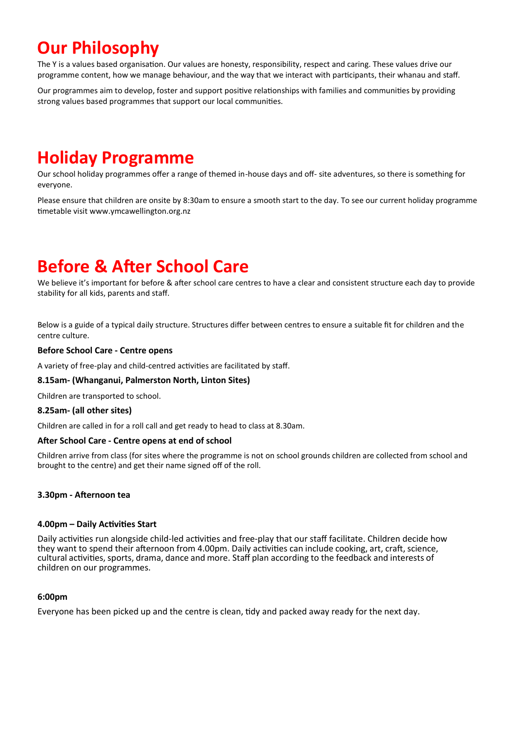# Our Philosophy

The Y is a values based organisation. Our values are honesty, responsibility, respect and caring. These values drive our programme content, how we manage behaviour, and the way that we interact with participants, their whanau and staff.

Our programmes aim to develop, foster and support positive relationships with families and communities by providing strong values based programmes that support our local communities.

# Holiday Programme

Our school holiday programmes offer a range of themed in-house days and off- site adventures, so there is something for everyone.

Please ensure that children are onsite by 8:30am to ensure a smooth start to the day. To see our current holiday programme timetable visit www.ymcawellington.org.nz

# Before & After School Care

We believe it's important for before & after school care centres to have a clear and consistent structure each day to provide stability for all kids, parents and staff.

Below is a guide of a typical daily structure. Structures differ between centres to ensure a suitable fit for children and the centre culture.

**Before School Care - Centre opens**

A variety of free-play and child-centred activities are facilitated by staff.

**8.15am- (Whanganui, Palmerston North, Linton Sites)**

Children are transported to school.

**8.25am- (all other sites)**

Children are called in for a roll call and get ready to head to class at 8.30am.

**After School Care - Centre opens at end of school**

Children arrive from class (for sites where the programme is not on school grounds children are collected from school and brought to the centre) and get their name signed off of the roll.

**3.30pm - Afternoon tea**

**4.00pm – Daily Activities Start**

Daily activities run alongside child-led activities and free-play that our staff facilitate. Children decide how they want to spend their afternoon from 4.00pm. Daily activities can include cooking, art, craft, science, cultural activities, sports, drama, dance and more. Staff plan according to the feedback and interests of children on our programmes.

**6:00pm**

Everyone has been picked up and the centre is clean, tidy and packed away ready for the next day.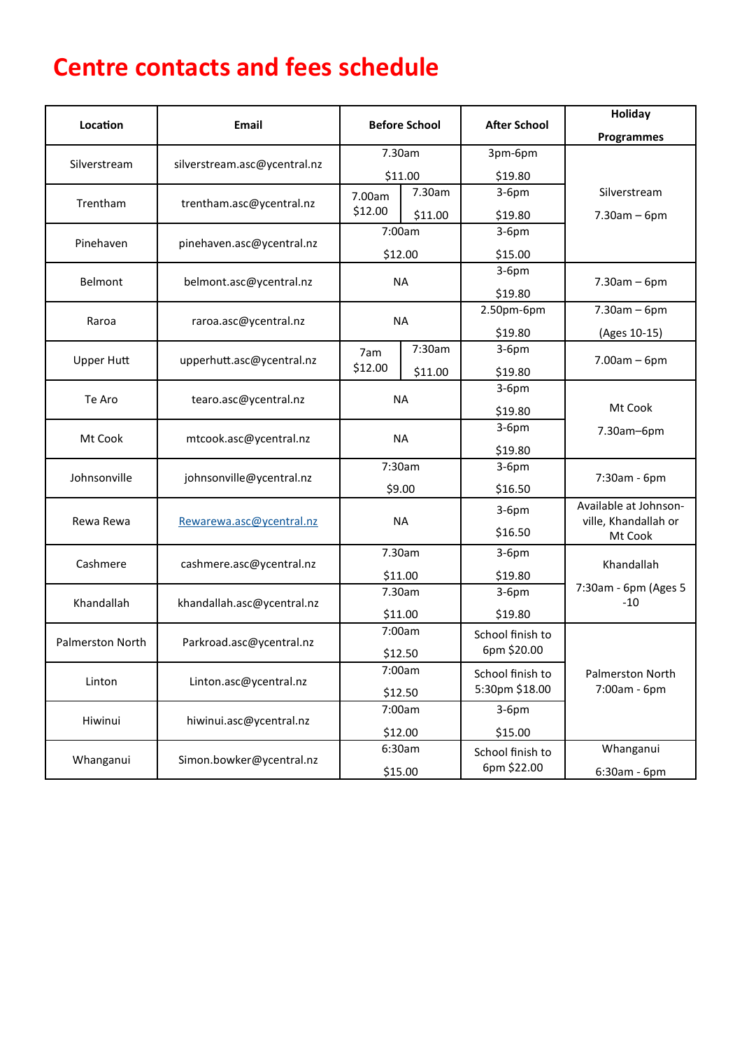# Centre contacts and fees schedule

| Location | Email | Before School | After School | Holiday Programmes |
|---|---|---|---|---|
| Silverstream | silverstream.asc@ycentral.nz | 7.30am $11.00 | 3pm-6pm $19.80 | Silverstream 7.30am – 6pm |
| Trentham | trentham.asc@ycentral.nz | 7.00am $12.00 / 7.30am $11.00 | 3-6pm $19.80 | |
| Pinehaven | pinehaven.asc@ycentral.nz | 7:00am $12.00 | 3-6pm $15.00 | |
| Belmont | belmont.asc@ycentral.nz | NA | 3-6pm $19.80 | 7.30am – 6pm |
| Raroa | raroa.asc@ycentral.nz | NA | 2.50pm-6pm $19.80 | 7.30am – 6pm (Ages 10-15) |
| Upper Hutt | upperhutt.asc@ycentral.nz | 7am $12.00 / 7:30am $11.00 | 3-6pm $19.80 | 7.00am – 6pm |
| Te Aro | tearo.asc@ycentral.nz | NA | 3-6pm $19.80 | Mt Cook 7.30am–6pm |
| Mt Cook | mtcook.asc@ycentral.nz | NA | 3-6pm $19.80 | |
| Johnsonville | johnsonville@ycentral.nz | 7:30am $9.00 | 3-6pm $16.50 | 7:30am - 6pm |
| Rewa Rewa | Rewarewa.asc@ycentral.nz | NA | 3-6pm $16.50 | Available at Johnson-ville, Khandallah or Mt Cook |
| Cashmere | cashmere.asc@ycentral.nz | 7.30am $11.00 | 3-6pm $19.80 | Khandallah 7:30am - 6pm (Ages 5 -10 |
| Khandallah | khandallah.asc@ycentral.nz | 7.30am $11.00 | 3-6pm $19.80 | |
| Palmerston North | Parkroad.asc@ycentral.nz | 7:00am $12.50 | School finish to 6pm $20.00 | Palmerston North 7:00am - 6pm |
| Linton | Linton.asc@ycentral.nz | 7:00am $12.50 | School finish to 5:30pm $18.00 | |
| Hiwinui | hiwinui.asc@ycentral.nz | 7:00am $12.00 | 3-6pm $15.00 | |
| Whanganui | Simon.bowker@ycentral.nz | 6:30am $15.00 | School finish to 6pm $22.00 | Whanganui 6:30am - 6pm |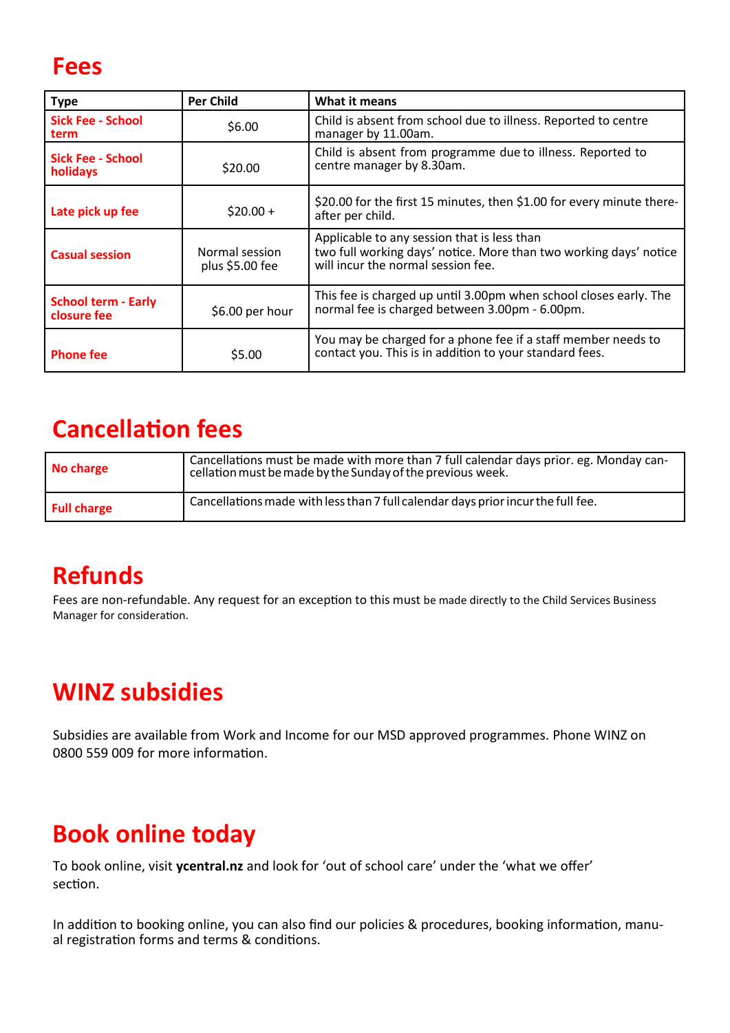# Fees

| Type | Per Child | What it means |
| --- | --- | --- |
| **Sick Fee - School term** | $6.00 | Child is absent from school due to illness. Reported to centre manager by 11.00am. |
| **Sick Fee - School holidays** | $20.00 | Child is absent from programme due to illness. Reported to centre manager by 8.30am. |
| **Late pick up fee** | $20.00 + | $20.00 for the first 15 minutes, then $1.00 for every minute thereafter per child. |
| **Casual session** | Normal session plus $5.00 fee | Applicable to any session that is less than two full working days' notice. More than two working days' notice will incur the normal session fee. |
| **School term - Early closure fee** | $6.00 per hour | This fee is charged up until 3.00pm when school closes early. The normal fee is charged between 3.00pm - 6.00pm. |
| **Phone fee** | $5.00 | You may be charged for a phone fee if a staff member needs to contact you. This is in addition to your standard fees. |

# Cancellation fees

| | |
| --- | --- |
| **No charge** | Cancellations must be made with more than 7 full calendar days prior. eg. Monday cancellation must be made by the Sunday of the previous week. |
| **Full charge** | Cancellations made with less than 7 full calendar days prior incur the full fee. |

# Refunds

Fees are non-refundable. Any request for an exception to this must be made directly to the Child Services Business Manager for consideration.

# WINZ subsidies

Subsidies are available from Work and Income for our MSD approved programmes. Phone WINZ on 0800 559 009 for more information.

# Book online today

To book online, visit **ycentral.nz** and look for 'out of school care' under the 'what we offer' section.

In addition to booking online, you can also find our policies & procedures, booking information, manual registration forms and terms & conditions.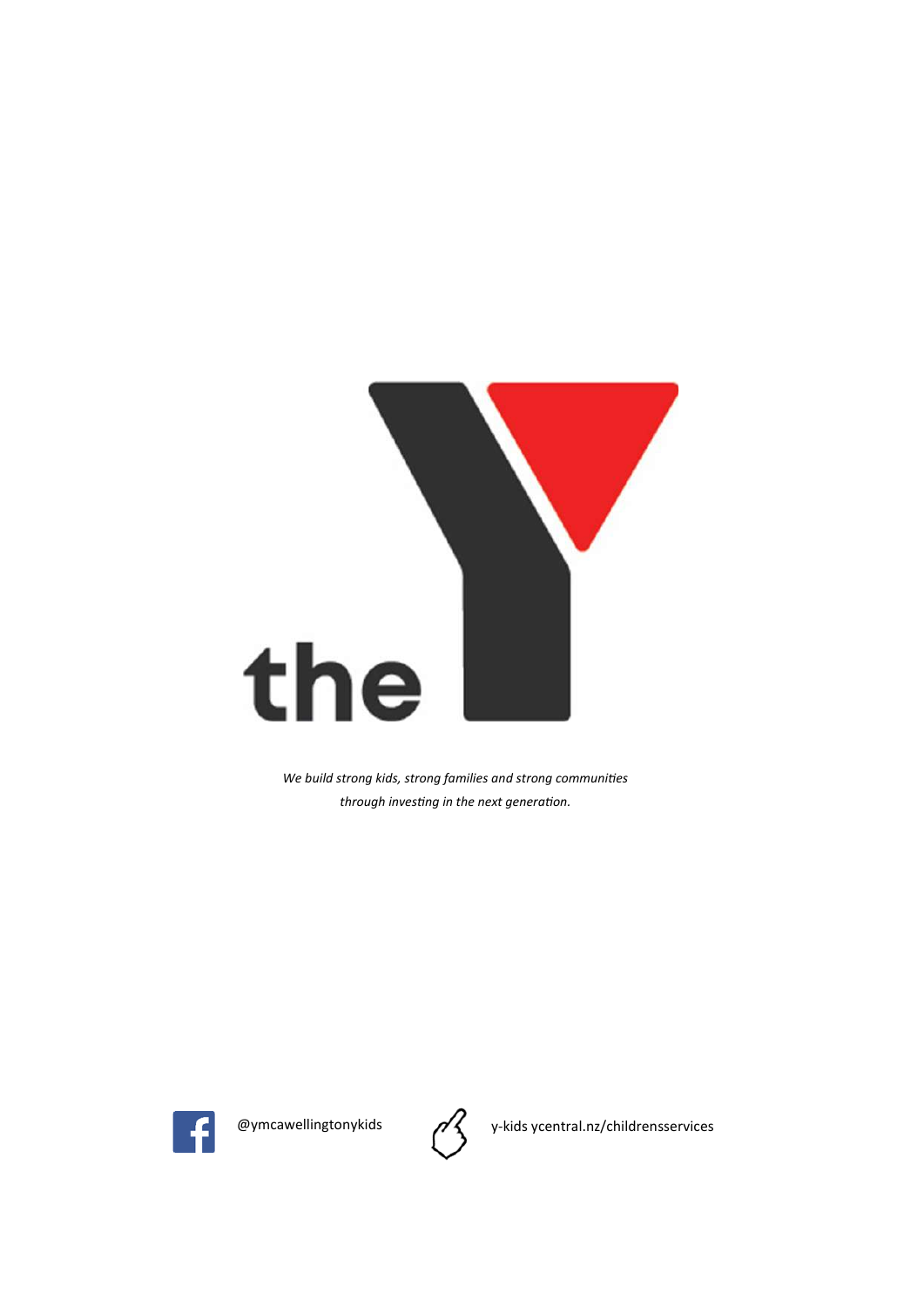the Y

*We build strong kids, strong families and strong communities through investing in the next generation.*

@ymcawellingtonykids

y-kids ycentral.nz/childrensservices